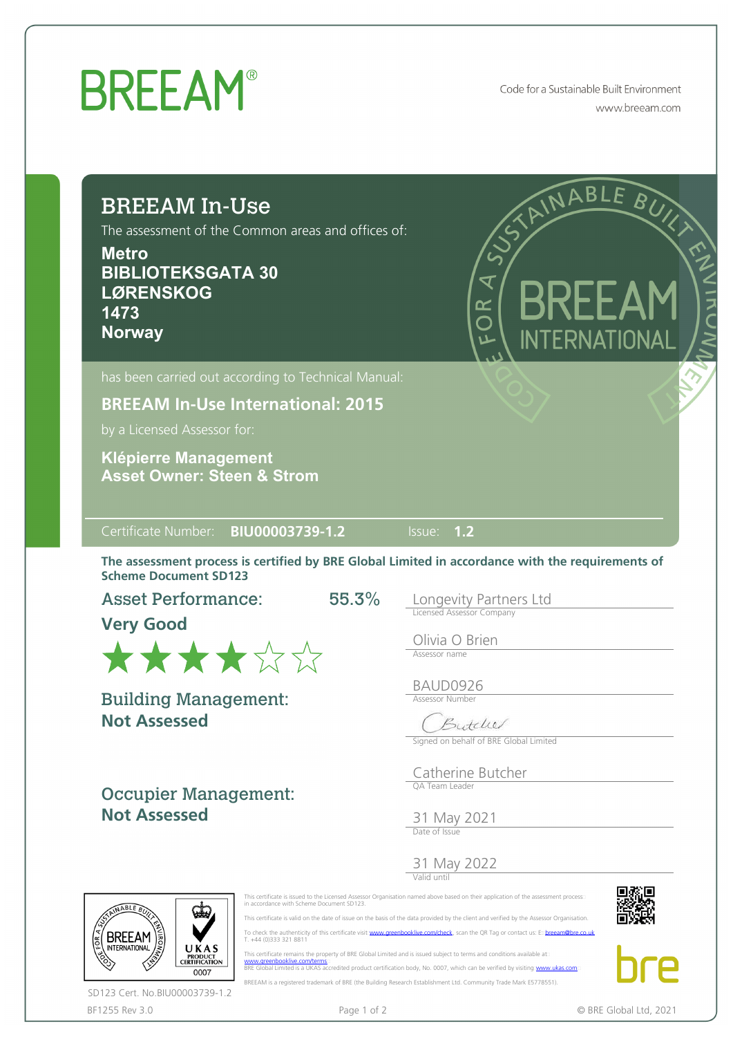# BREEAM®

Code for a Sustainable Built Environment
www.breeam.com

## BREEAM In-Use

The assessment of the Common areas and offices of:

**Metro**
**BIBLIOTEKSGATA 30**
**LØRENSKOG**
**1473**
**Norway**

has been carried out according to Technical Manual:

**BREEAM In-Use International: 2015**

by a Licensed Assessor for:

**Klépierre Management**
**Asset Owner: Steen & Strom**

Certificate Number: **BIU00003739-1.2** Issue: **1.2**

**The assessment process is certified by BRE Global Limited in accordance with the requirements of Scheme Document SD123**

**Asset Performance:** 55.3%

**Very Good**

★★★★☆☆

**Building Management:**
**Not Assessed**

**Occupier Management:**
**Not Assessed**

Longevity Partners Ltd
Licensed Assessor Company

Olivia O Brien
Assessor name

BAUD0926
Assessor Number

Signed on behalf of BRE Global Limited

Catherine Butcher
QA Team Leader

31 May 2021
Date of Issue

31 May 2022
Valid until

This certificate is issued to the Licensed Assessor Organisation named above based on their application of the assessment process in accordance with Scheme Document SD123.

This certificate is valid on the date of issue on the basis of the data provided by the client and verified by the Assessor Organisation.

To check the authenticity of this certificate visit www.greenbooklive.com/check, scan the QR Tag or contact us: E: breeam@bre.co.uk T. +44 (0)333 321 8811

This certificate remains the property of BRE Global Limited and is issued subject to terms and conditions available at www.greenbooklive.com/terms
BRE Global Limited is a UKAS accredited product certification body, No. 0007, which can be verified by visiting www.ukas.com

BREEAM is a registered trademark of BRE (the Building Research Establishment Ltd. Community Trade Mark E5778551).

SD123 Cert. No.BIU00003739-1.2

BF1255 Rev 3.0

© BRE Global Ltd, 2021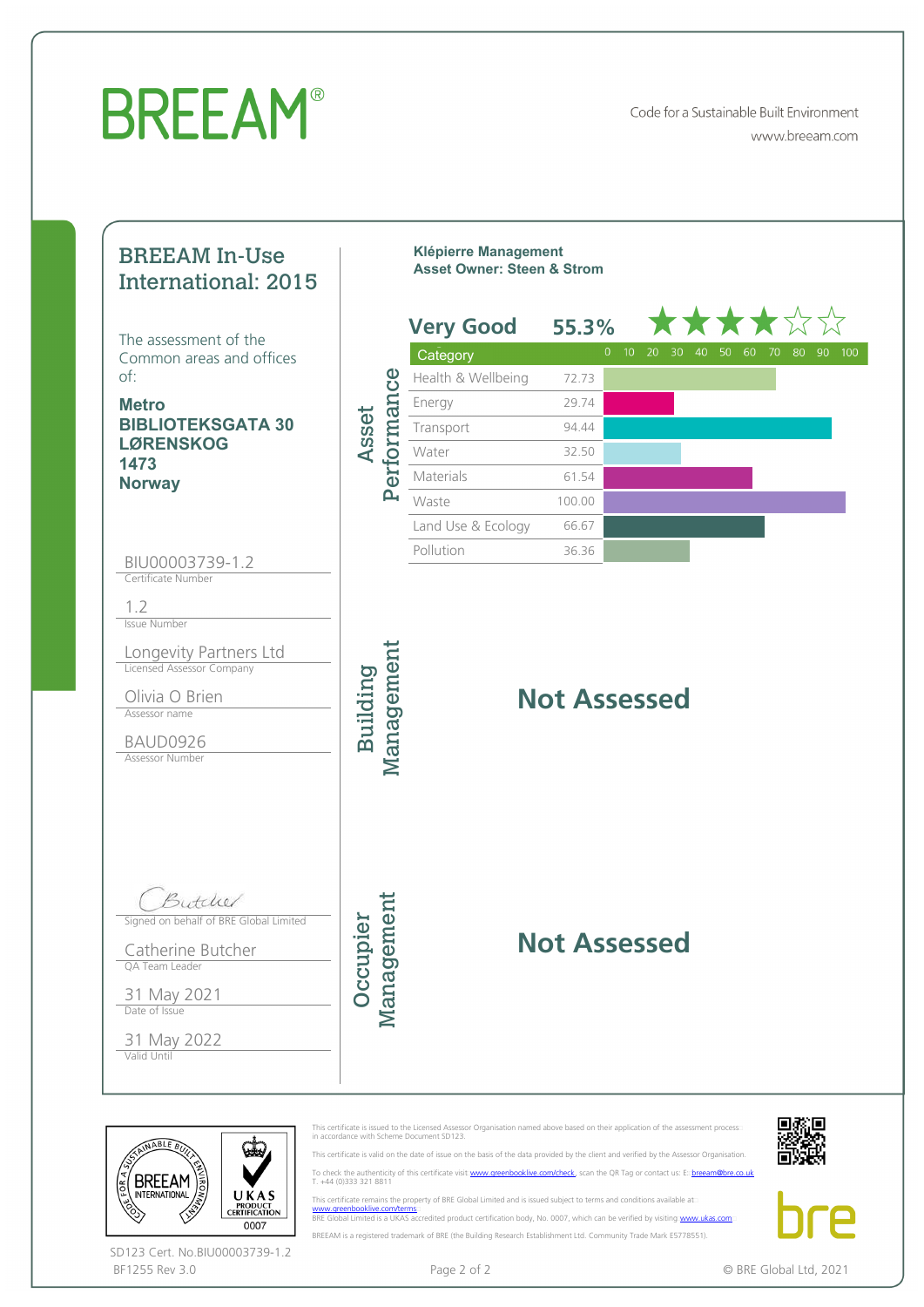# BREEAM®

Code for a Sustainable Built Environment
www.breeam.com

## BREEAM In-Use International: 2015

The assessment of the Common areas and offices of:

**Metro**
**BIBLIOTEKSGATA 30**
**LØRENSKOG**
**1473**
**Norway**

BIU00003739-1.2
Certificate Number

1.2
Issue Number

Longevity Partners Ltd
Licensed Assessor Company

Olivia O Brien
Assessor name

BAUD0926
Assessor Number

Signed on behalf of BRE Global Limited

Catherine Butcher
QA Team Leader

31 May 2021
Date of Issue

31 May 2022
Valid Until

**Klépierre Management**
**Asset Owner: Steen & Strom**

### Asset Performance

**Very Good** **55.3%** ★★★★☆☆

Category
0 10 20 30 40 50 60 70 80 90 100

Health & Wellbeing 72.73
Energy 29.74
Transport 94.44
Water 32.50
Materials 61.54
Waste 100.00
Land Use & Ecology 66.67
Pollution 36.36

### Building Management

**Not Assessed**

### Occupier Management

**Not Assessed**

This certificate is issued to the Licensed Assessor Organisation named above based on their application of the assessment process in accordance with Scheme Document SD123.

This certificate is valid on the date of issue on the basis of the data provided by the client and verified by the Assessor Organisation.

To check the authenticity of this certificate visit www.greenbooklive.com/check, scan the QR Tag or contact us: E: breeam@bre.co.uk T. +44 (0)333 321 8811

This certificate remains the property of BRE Global Limited and is issued subject to terms and conditions available at: www.greenbooklive.com/terms
BRE Global Limited is a UKAS accredited product certification body, No. 0007, which can be verified by visiting www.ukas.com

BREEAM is a registered trademark of BRE (the Building Research Establishment Ltd. Community Trade Mark E5778551).

SD123 Cert. No.BIU00003739-1.2
BF1255 Rev 3.0

© BRE Global Ltd, 2021